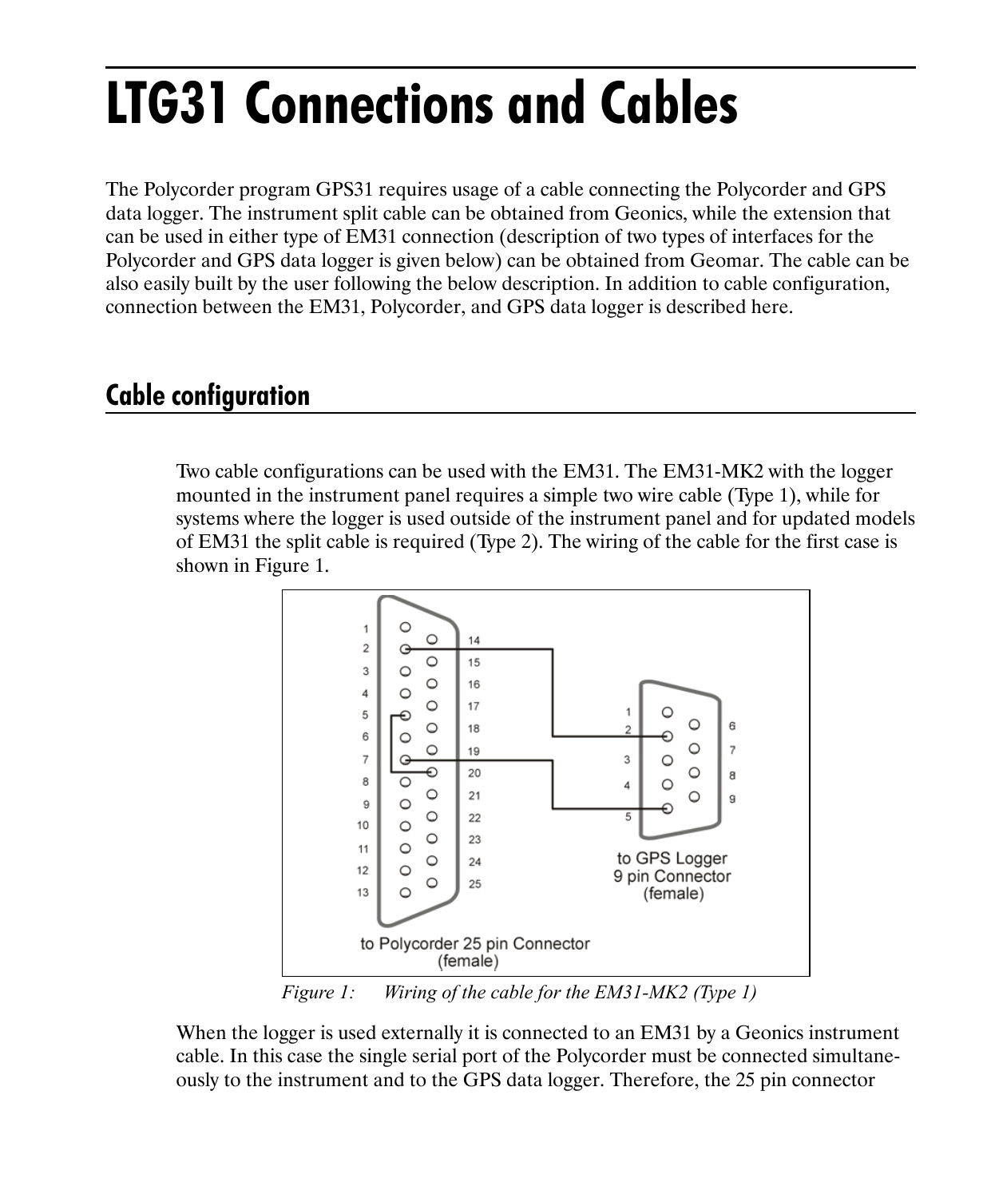# LTG31 Connections and Cables

The Polycorder program GPS31 requires usage of a cable connecting the Polycorder and GPS data logger. The instrument split cable can be obtained from Geonics, while the extension that can be used in either type of EM31 connection (description of two types of interfaces for the Polycorder and GPS data logger is given below) can be obtained from Geomar. The cable can be also easily built by the user following the below description. In addition to cable configuration, connection between the EM31, Polycorder, and GPS data logger is described here.

## Cable configuration

Two cable configurations can be used with the EM31. The EM31-MK2 with the logger mounted in the instrument panel requires a simple two wire cable (Type 1), while for systems where the logger is used outside of the instrument panel and for updated models of EM31 the split cable is required (Type 2). The wiring of the cable for the first case is shown in Figure 1.

*Figure 1: Wiring of the cable for the EM31-MK2 (Type 1)*

When the logger is used externally it is connected to an EM31 by a Geonics instrument cable. In this case the single serial port of the Polycorder must be connected simultaneously to the instrument and to the GPS data logger. Therefore, the 25 pin connector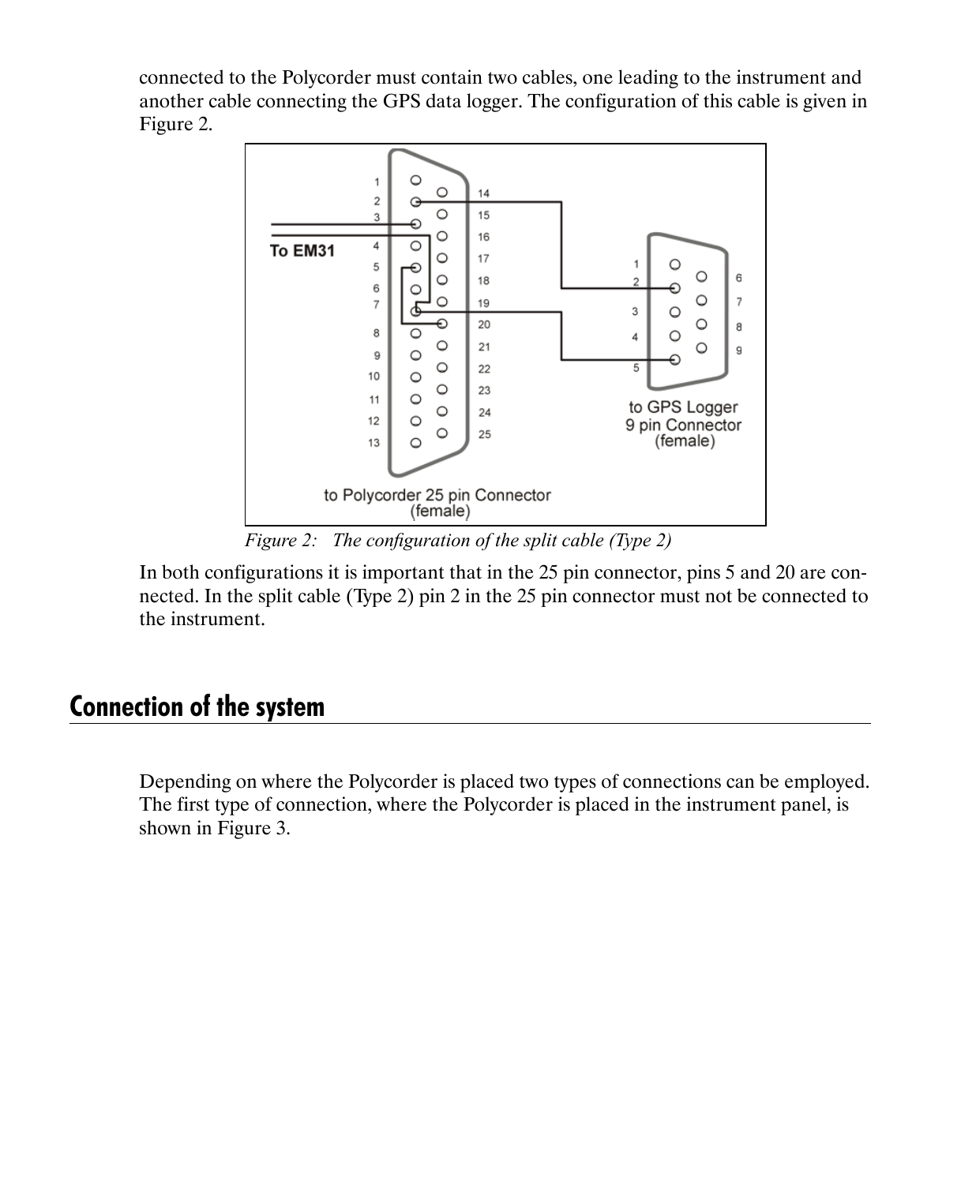connected to the Polycorder must contain two cables, one leading to the instrument and another cable connecting the GPS data logger. The configuration of this cable is given in Figure 2.

*Figure 2: The configuration of the split cable (Type 2)*

In both configurations it is important that in the 25 pin connector, pins 5 and 20 are connected. In the split cable (Type 2) pin 2 in the 25 pin connector must not be connected to the instrument.

## Connection of the system

Depending on where the Polycorder is placed two types of connections can be employed. The first type of connection, where the Polycorder is placed in the instrument panel, is shown in Figure 3.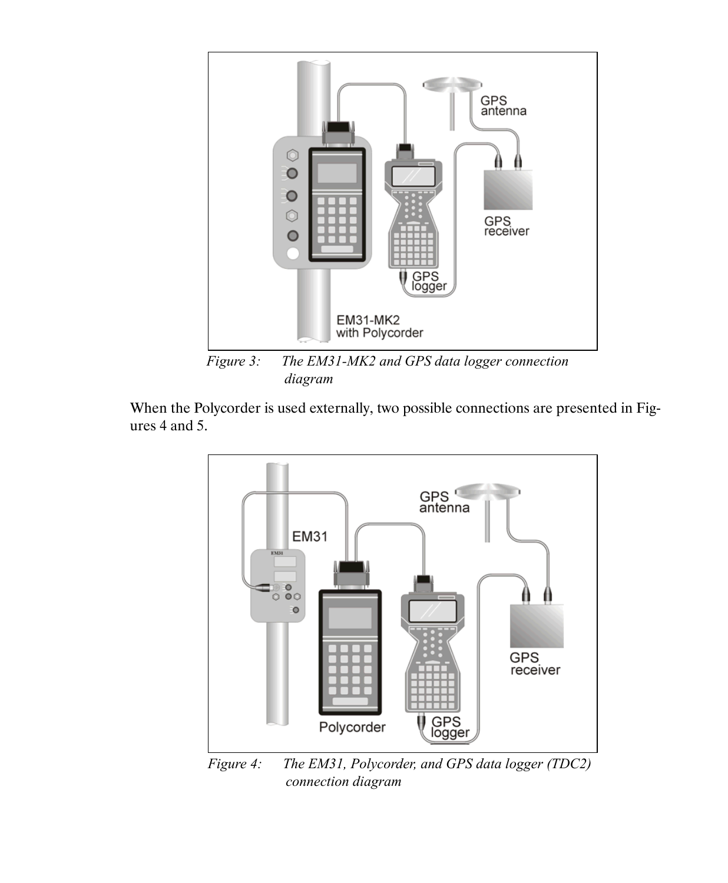*Figure 3: The EM31-MK2 and GPS data logger connection diagram*

When the Polycorder is used externally, two possible connections are presented in Figures 4 and 5.

*Figure 4: The EM31, Polycorder, and GPS data logger (TDC2) connection diagram*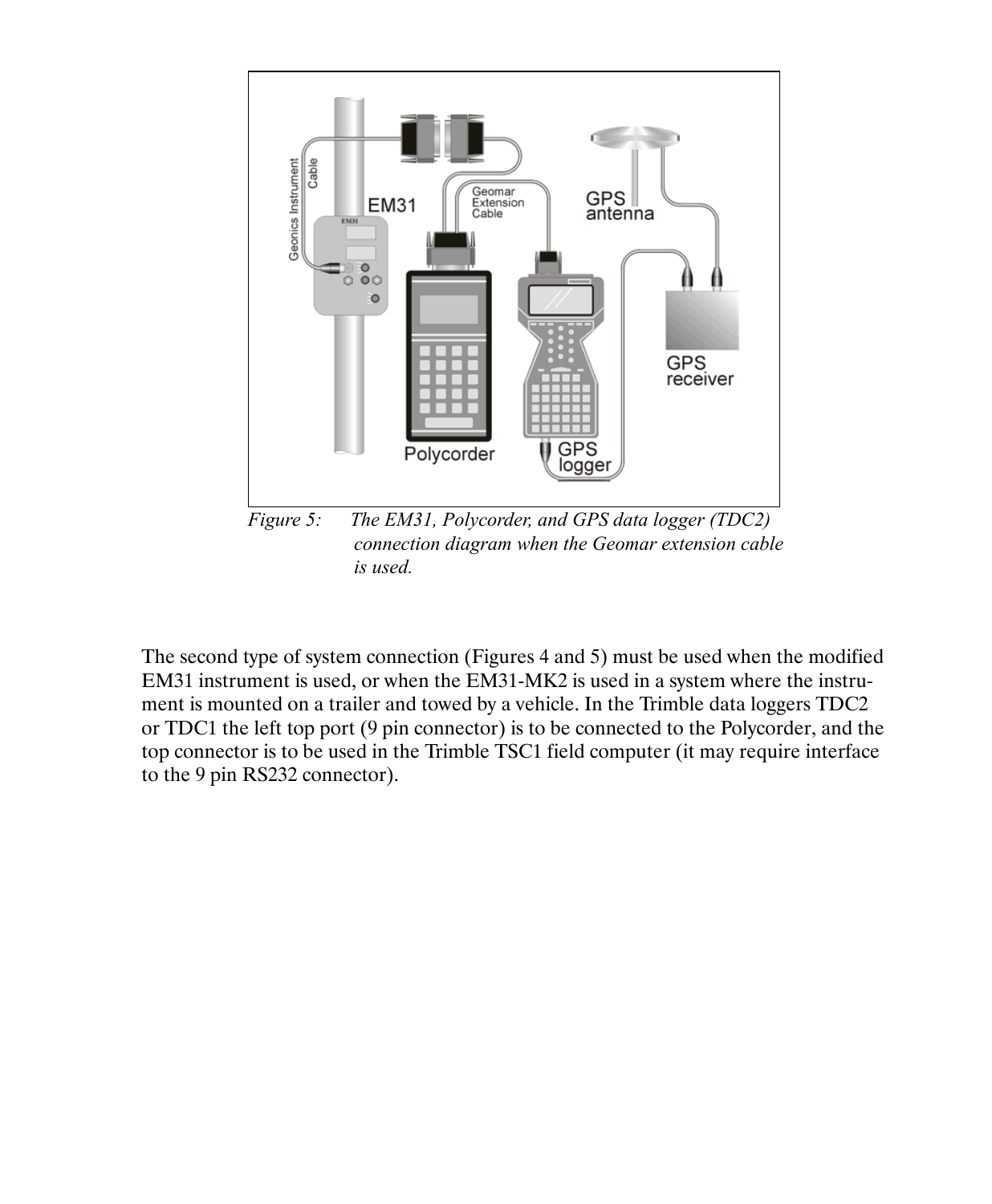Geonics Instrument Cable

EM31

Geomar Extension Cable

GPS antenna

GPS receiver

Polycorder

GPS logger

*Figure 5: The EM31, Polycorder, and GPS data logger (TDC2) connection diagram when the Geomar extension cable is used.*

The second type of system connection (Figures 4 and 5) must be used when the modified EM31 instrument is used, or when the EM31-MK2 is used in a system where the instrument is mounted on a trailer and towed by a vehicle. In the Trimble data loggers TDC2 or TDC1 the left top port (9 pin connector) is to be connected to the Polycorder, and the top connector is to be used in the Trimble TSC1 field computer (it may require interface to the 9 pin RS232 connector).